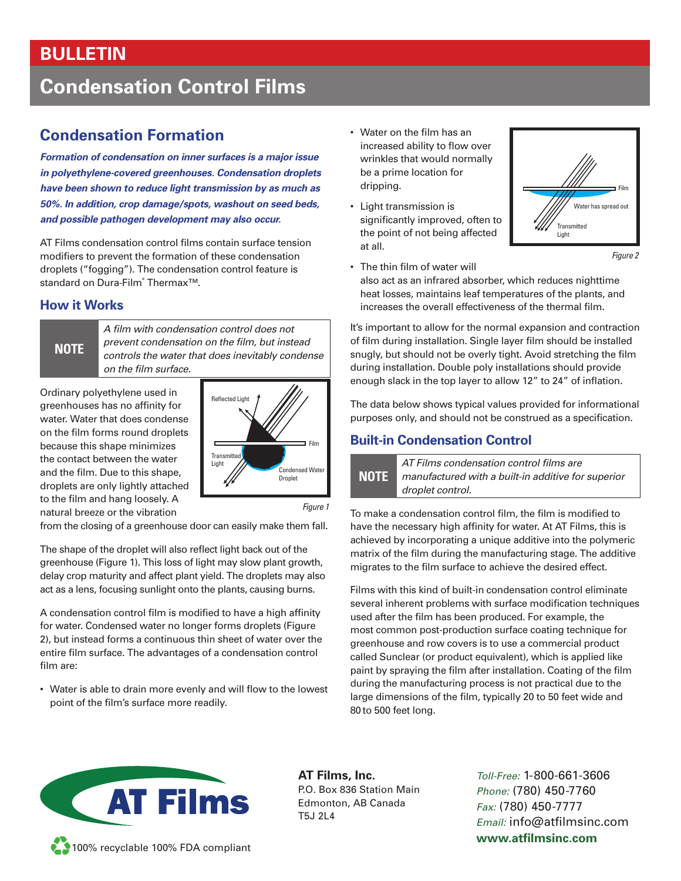# BULLETIN

# Condensation Control Films

## Condensation Formation

***Formation of condensation on inner surfaces is a major issue in polyethylene-covered greenhouses. Condensation droplets have been shown to reduce light transmission by as much as 50%. In addition, crop damage/spots, washout on seed beds, and possible pathogen development may also occur.***

AT Films condensation control films contain surface tension modifiers to prevent the formation of these condensation droplets ("fogging"). The condensation control feature is standard on Dura-Film® Thermax™.

### How it Works

> **NOTE** *A film with condensation control does not prevent condensation on the film, but instead controls the water that does inevitably condense on the film surface.*

Ordinary polyethylene used in greenhouses has no affinity for water. Water that does condense on the film forms round droplets because this shape minimizes the contact between the water and the film. Due to this shape, droplets are only lightly attached to the film and hang loosely. A natural breeze or the vibration from the closing of a greenhouse door can easily make them fall.

Reflected Light / Film / Transmitted Light / Condensed Water Droplet

*Figure 1*

The shape of the droplet will also reflect light back out of the greenhouse (Figure 1). This loss of light may slow plant growth, delay crop maturity and affect plant yield. The droplets may also act as a lens, focusing sunlight onto the plants, causing burns.

A condensation control film is modified to have a high affinity for water. Condensed water no longer forms droplets (Figure 2), but instead forms a continuous thin sheet of water over the entire film surface. The advantages of a condensation control film are:

- Water is able to drain more evenly and will flow to the lowest point of the film's surface more readily.
- Water on the film has an increased ability to flow over wrinkles that would normally be a prime location for dripping.
- Light transmission is significantly improved, often to the point of not being affected at all.
- The thin film of water will also act as an infrared absorber, which reduces nighttime heat losses, maintains leaf temperatures of the plants, and increases the overall effectiveness of the thermal film.

Film / Water has spread out / Transmitted Light

*Figure 2*

It's important to allow for the normal expansion and contraction of film during installation. Single layer film should be installed snugly, but should not be overly tight. Avoid stretching the film during installation. Double poly installations should provide enough slack in the top layer to allow 12" to 24" of inflation.

The data below shows typical values provided for informational purposes only, and should not be construed as a specification.

## Built-in Condensation Control

> **NOTE** *AT Films condensation control films are manufactured with a built-in additive for superior droplet control.*

To make a condensation control film, the film is modified to have the necessary high affinity for water. At AT Films, this is achieved by incorporating a unique additive into the polymeric matrix of the film during the manufacturing stage. The additive migrates to the film surface to achieve the desired effect.

Films with this kind of built-in condensation control eliminate several inherent problems with surface modification techniques used after the film has been produced. For example, the most common post-production surface coating technique for greenhouse and row covers is to use a commercial product called Sunclear (or product equivalent), which is applied like paint by spraying the film after installation. Coating of the film during the manufacturing process is not practical due to the large dimensions of the film, typically 20 to 50 feet wide and 80 to 500 feet long.

**AT Films, Inc.**
P.O. Box 836 Station Main
Edmonton, AB Canada
T5J 2L4

*Toll-Free:* 1-800-661-3606
*Phone:* (780) 450-7760
*Fax:* (780) 450-7777
*Email:* info@atfilmsinc.com
**www.atfilmsinc.com**

AT Films

100% recyclable 100% FDA compliant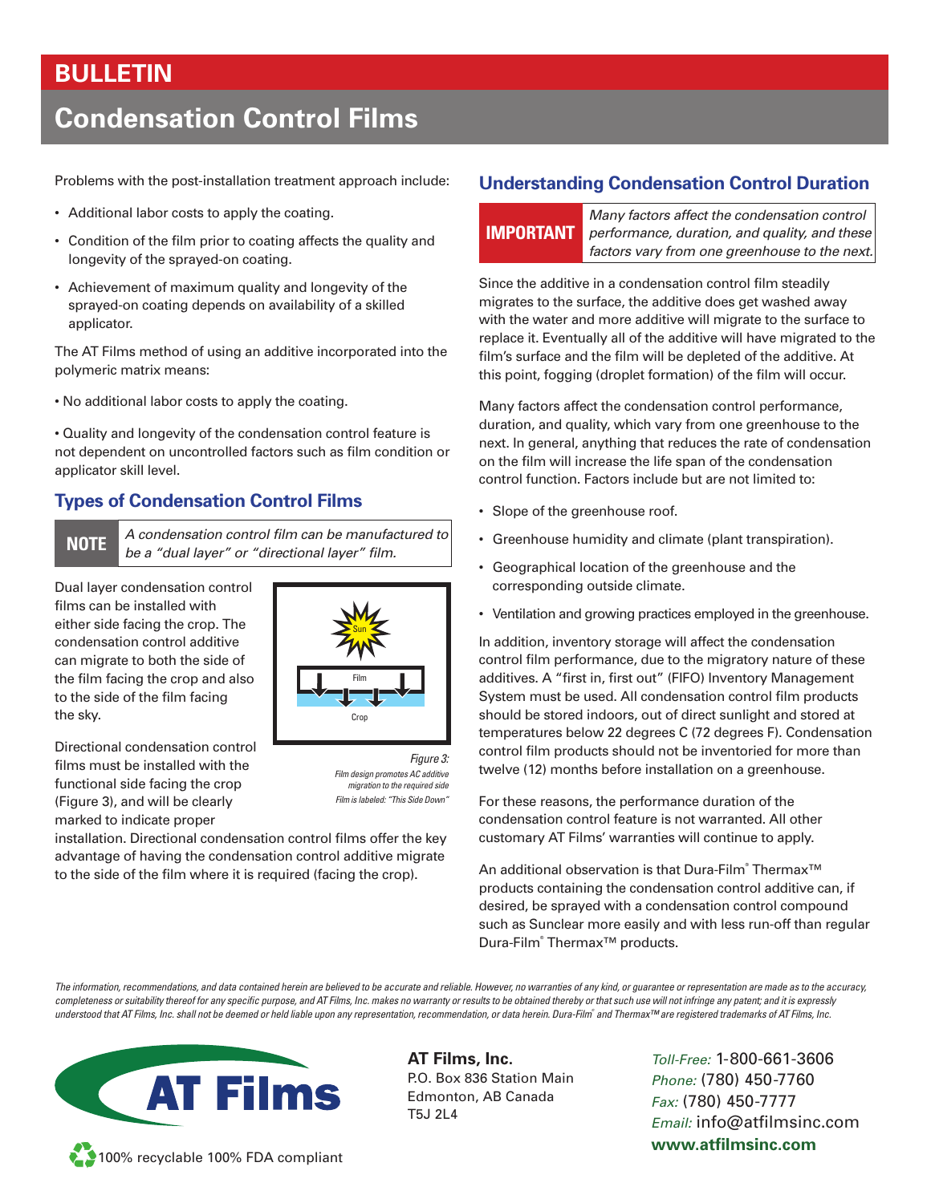# BULLETIN

## Condensation Control Films

Problems with the post-installation treatment approach include:

- Additional labor costs to apply the coating.
- Condition of the film prior to coating affects the quality and longevity of the sprayed-on coating.
- Achievement of maximum quality and longevity of the sprayed-on coating depends on availability of a skilled applicator.

The AT Films method of using an additive incorporated into the polymeric matrix means:

• No additional labor costs to apply the coating.

• Quality and longevity of the condensation control feature is not dependent on uncontrolled factors such as film condition or applicator skill level.

### Types of Condensation Control Films

**NOTE** *A condensation control film can be manufactured to be a "dual layer" or "directional layer" film.*

Dual layer condensation control films can be installed with either side facing the crop. The condensation control additive can migrate to both the side of the film facing the crop and also to the side of the film facing the sky.

Sun

Film

Crop

*Figure 3:*
*Film design promotes AC additive migration to the required side*
*Film is labeled: "This Side Down"*

Directional condensation control films must be installed with the functional side facing the crop (Figure 3), and will be clearly marked to indicate proper installation. Directional condensation control films offer the key advantage of having the condensation control additive migrate to the side of the film where it is required (facing the crop).

### Understanding Condensation Control Duration

**IMPORTANT** *Many factors affect the condensation control performance, duration, and quality, and these factors vary from one greenhouse to the next.*

Since the additive in a condensation control film steadily migrates to the surface, the additive does get washed away with the water and more additive will migrate to the surface to replace it. Eventually all of the additive will have migrated to the film's surface and the film will be depleted of the additive. At this point, fogging (droplet formation) of the film will occur.

Many factors affect the condensation control performance, duration, and quality, which vary from one greenhouse to the next. In general, anything that reduces the rate of condensation on the film will increase the life span of the condensation control function. Factors include but are not limited to:

- Slope of the greenhouse roof.
- Greenhouse humidity and climate (plant transpiration).
- Geographical location of the greenhouse and the corresponding outside climate.
- Ventilation and growing practices employed in the greenhouse.

In addition, inventory storage will affect the condensation control film performance, due to the migratory nature of these additives. A "first in, first out" (FIFO) Inventory Management System must be used. All condensation control film products should be stored indoors, out of direct sunlight and stored at temperatures below 22 degrees C (72 degrees F). Condensation control film products should not be inventoried for more than twelve (12) months before installation on a greenhouse.

For these reasons, the performance duration of the condensation control feature is not warranted. All other customary AT Films' warranties will continue to apply.

An additional observation is that Dura-Film® Thermax™ products containing the condensation control additive can, if desired, be sprayed with a condensation control compound such as Sunclear more easily and with less run-off than regular Dura-Film® Thermax™ products.

*The information, recommendations, and data contained herein are believed to be accurate and reliable. However, no warranties of any kind, or guarantee or representation are made as to the accuracy, completeness or suitability thereof for any specific purpose, and AT Films, Inc. makes no warranty or results to be obtained thereby or that such use will not infringe any patent; and it is expressly understood that AT Films, Inc. shall not be deemed or held liable upon any representation, recommendation, or data herein. Dura-Film® and Thermax™ are registered trademarks of AT Films, Inc.*

AT Films

100% recyclable 100% FDA compliant

**AT Films, Inc.**
P.O. Box 836 Station Main
Edmonton, AB Canada
T5J 2L4

*Toll-Free:* 1-800-661-3606
*Phone:* (780) 450-7760
*Fax:* (780) 450-7777
*Email:* info@atfilmsinc.com
**www.atfilmsinc.com**